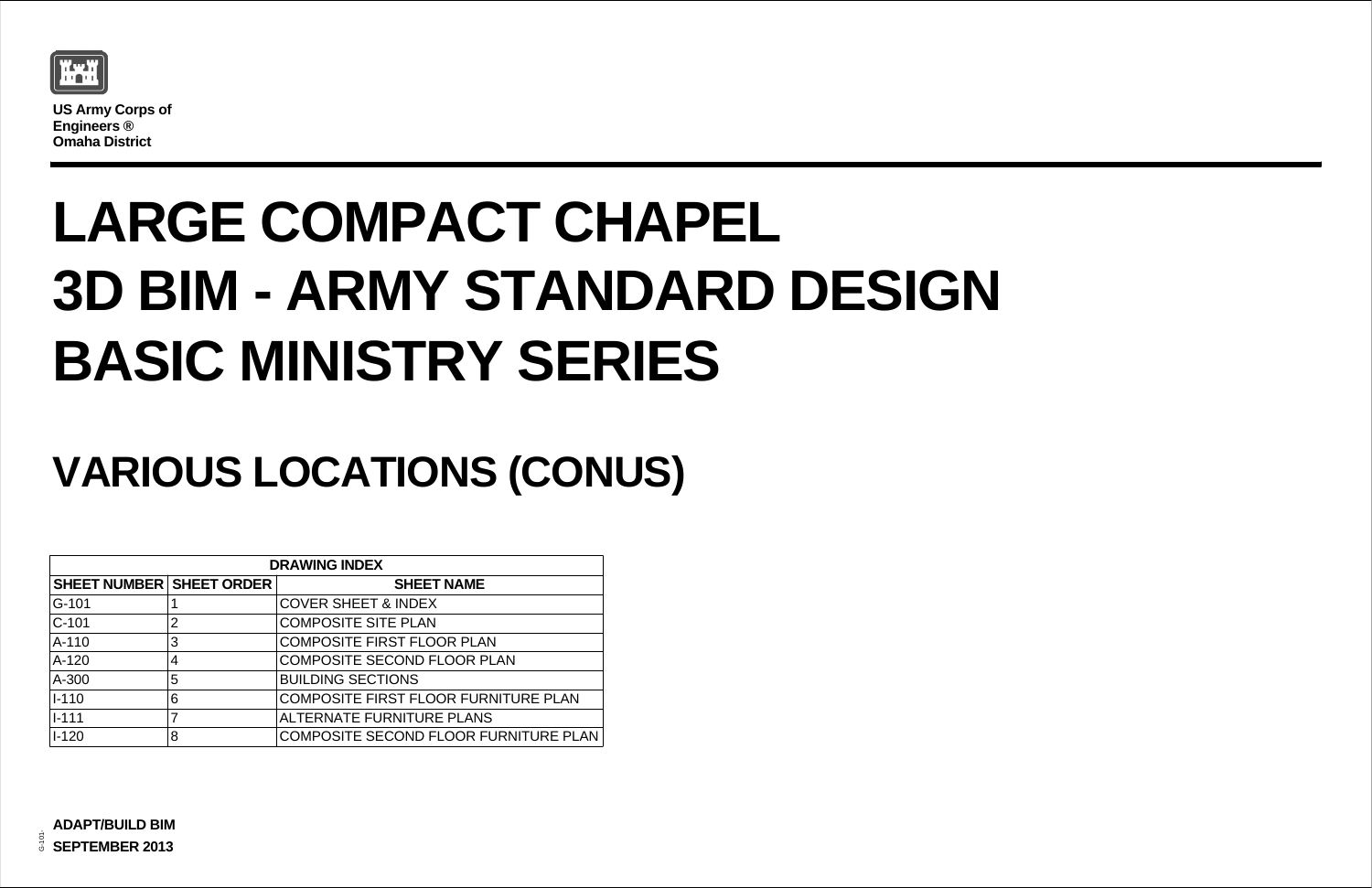**US Army Corps of Engineers ®**
**Omaha District**

# LARGE COMPACT CHAPEL
# 3D BIM - ARMY STANDARD DESIGN
# BASIC MINISTRY SERIES

# VARIOUS LOCATIONS (CONUS)

| DRAWING INDEX | | |
|---|---|---|
| **SHEET NUMBER** | **SHEET ORDER** | **SHEET NAME** |
| G-101 | 1 | COVER SHEET & INDEX |
| C-101 | 2 | COMPOSITE SITE PLAN |
| A-110 | 3 | COMPOSITE FIRST FLOOR PLAN |
| A-120 | 4 | COMPOSITE SECOND FLOOR PLAN |
| A-300 | 5 | BUILDING SECTIONS |
| I-110 | 6 | COMPOSITE FIRST FLOOR FURNITURE PLAN |
| I-111 | 7 | ALTERNATE FURNITURE PLANS |
| I-120 | 8 | COMPOSITE SECOND FLOOR FURNITURE PLAN |

**ADAPT/BUILD BIM**
**SEPTEMBER 2013**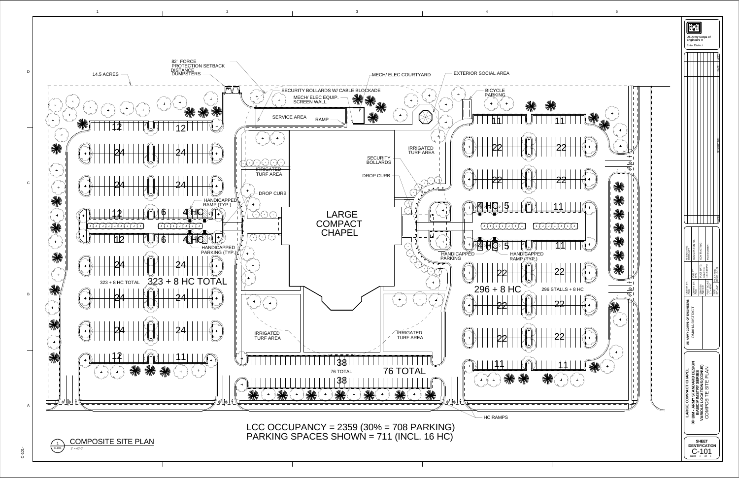# COMPOSITE SITE PLAN

1 / C-101 — 1" = 40'-0"

14.5 ACRES

82' FORCE PROTECTION SETBACK DISTANCE

DUMPSTERS

SECURITY BOLLARDS W/ CABLE BLOCKADE

MECH/ ELEC EQUIP. SCREEN WALL

MECH/ ELEC COURTYARD

EXTERIOR SOCIAL AREA

BICYCLE PARKING

SERVICE AREA

RAMP

IRRIGATED TURF AREA

SECURITY BOLLARDS

DROP CURB

HANDICAPPED RAMP (TYP.)

HANDICAPPED PARKING (TYP.)

LARGE COMPACT CHAPEL

HANDICAPPED PARKING

HANDICAPPED RAMP (TYP.)

HC RAMPS

323 + 8 HC TOTAL

296 + 8 HC

296 STALLS + 8 HC

76 TOTAL

LCC OCCUPANCY = 2359 (30% = 708 PARKING)

PARKING SPACES SHOWN = 711 (INCL. 16 HC)

US Army Corps of Engineers ®

Enter District

US ARMY CORPS OF ENGINEERS

OMAHA DISTRICT

LARGE COMPACT CHAPEL

3D BIM - ARMY STANDARD DESIGN

BASIC MINISTRY SERIES

VARIOUS LOCATIONS (CONUS)

COMPOSITE SITE PLAN

SHEET IDENTIFICATION

C-101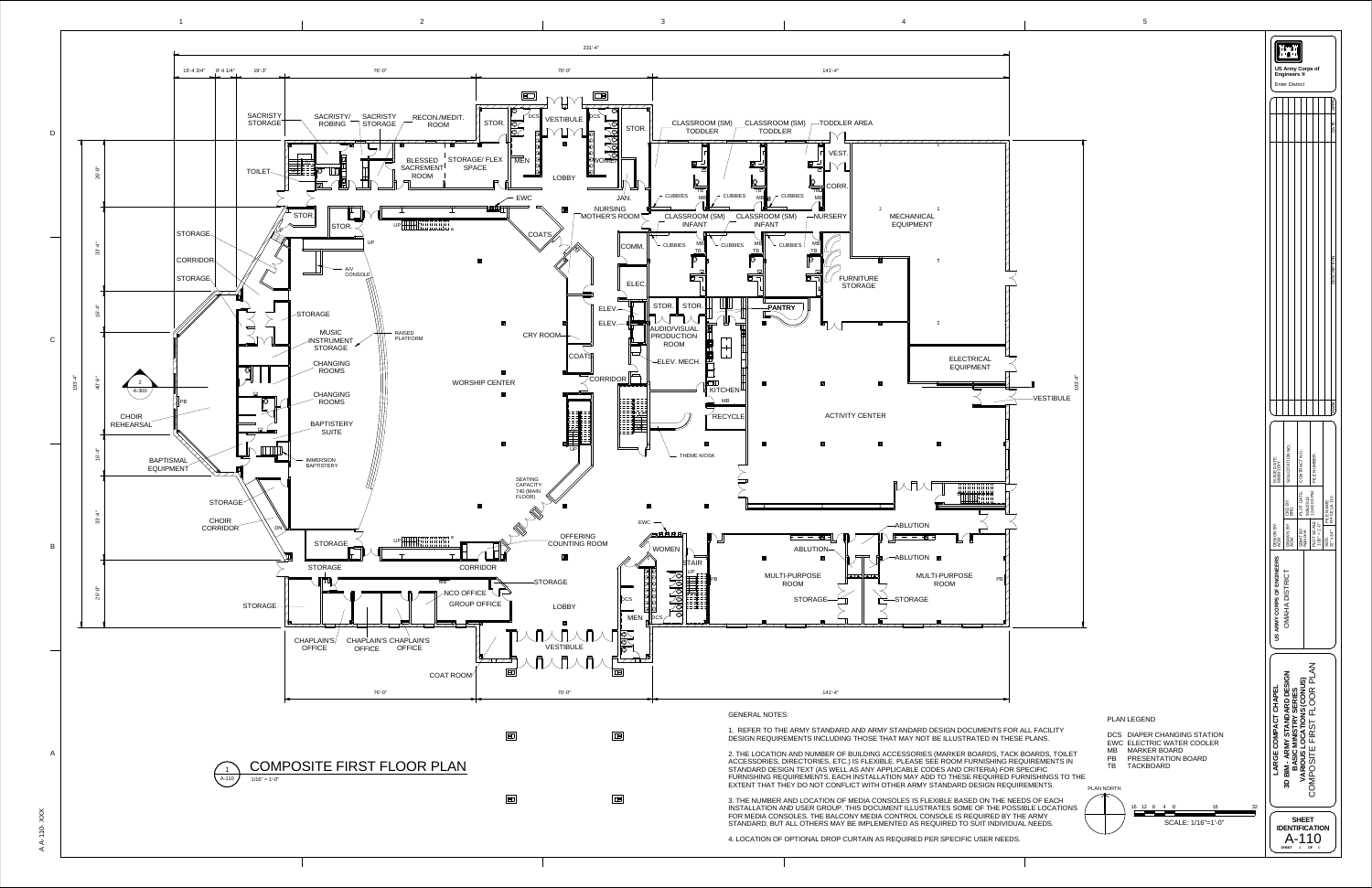# COMPOSITE FIRST FLOOR PLAN

1/16" = 1'-0"

GENERAL NOTES:

1. REFER TO THE ARMY STANDARD AND ARMY STANDARD DESIGN DOCUMENTS FOR ALL FACILITY DESIGN REQUIREMENTS INCLUDING THOSE THAT MAY NOT BE ILLUSTRATED IN THESE PLANS.

2. THE LOCATION AND NUMBER OF BUILDING ACCESSORIES (MARKER BOARDS, TACK BOARDS, TOILET ACCESSORIES, DIRECTORIES, ETC.) IS FLEXIBLE. PLEASE SEE ROOM FURNISHING REQUIREMENTS IN STANDARD DESIGN TEXT (AS WELL AS ANY APPLICABLE CODES AND CRITERIA) FOR SPECIFIC FURNISHING REQUIREMENTS. EACH INSTALLATION MAY ADD TO THESE REQUIRED FURNISHINGS TO THE EXTENT THAT THEY DO NOT CONFLICT WITH OTHER ARMY STANDARD DESIGN REQUIREMENTS.

3. THE NUMBER AND LOCATION OF MEDIA CONSOLES IS FLEXIBLE BASED ON THE NEEDS OF EACH INSTALLATION AND USER GROUP. THIS DOCUMENT ILLUSTRATES SOME OF THE POSSIBLE LOCATIONS FOR MEDIA CONSOLES. THE BALCONY MEDIA CONTROL CONSOLE IS REQUIRED BY THE ARMY STANDARD, BUT ALL OTHERS MAY BE IMPLEMENTED AS REQUIRED TO SUIT INDIVIDUAL NEEDS.

4. LOCATION OF OPTIONAL DROP CURTAIN AS REQUIRED PER SPECIFIC USER NEEDS.

PLAN LEGEND

- DCS DIAPER CHANGING STATION
- EWC ELECTRIC WATER COOLER
- MB MARKER BOARD
- PB PRESENTATION BOARD
- TB TACKBOARD

PLAN NORTH

SCALE: 1/16"=1'-0"

US Army Corps of Engineers®
Enter District

US ARMY CORPS OF ENGINEERS
OMAHA DISTRICT

LARGE COMPACT CHAPEL
3D BIM - ARMY STANDARD DESIGN
BASIC MINISTRY SERIES
VARIOUS LOCATIONS (CONUS)
COMPOSITE FIRST FLOOR PLAN

SHEET IDENTIFICATION
A-110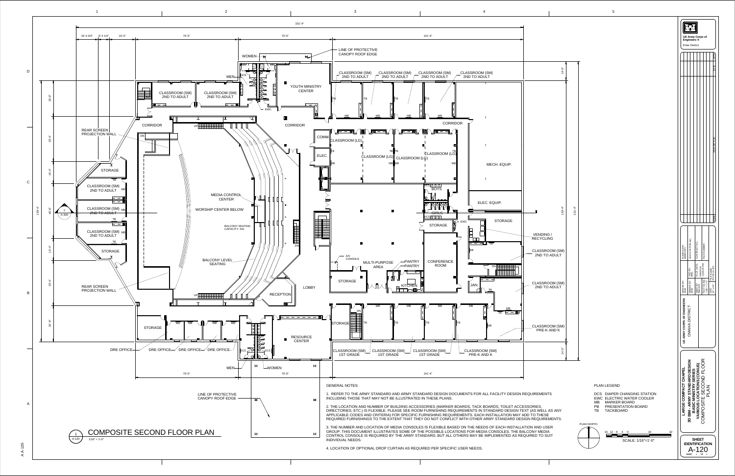# COMPOSITE SECOND FLOOR PLAN

1/16" = 1'-0"

## GENERAL NOTES:

1. REFER TO THE ARMY STANDARD AND ARMY STANDARD DESIGN DOCUMENTS FOR ALL FACILITY DESIGN REQUIREMENTS INCLUDING THOSE THAT MAY NOT BE ILLUSTRATED IN THESE PLANS.

2. THE LOCATION AND NUMBER OF BUILDING ACCESSORIES (MARKER BOARDS, TACK BOARDS, TOILET ACCESSORIES, DIRECTORIES, ETC.) IS FLEXIBLE. PLEASE SEE ROOM FURNISHING REQUIREMENTS IN STANDARD DESIGN TEXT (AS WELL AS ANY APPLICABLE CODES AND CRITERIA) FOR SPECIFIC FURNISHING REQUIREMENTS. EACH INSTALLATION MAY ADD TO THESE REQUIRED FURNISHINGS TO THE EXTENT THAT THEY DO NOT CONFLICT WITH OTHER ARMY STANDARD DESIGN REQUIREMENTS.

3. THE NUMBER AND LOCATION OF MEDIA CONSOLES IS FLEXIBLE BASED ON THE NEEDS OF EACH INSTALLATION AND USER GROUP. THIS DOCUMENT ILLUSTRATES SOME OF THE POSSIBLE LOCATIONS FOR MEDIA CONSOLES. THE BALCONY MEDIA CONTROL CONSOLE IS REQUIRED BY THE ARMY STANDARD, BUT ALL OTHERS MAY BE IMPLEMENTED AS REQUIRED TO SUIT INDIVIDUAL NEEDS.

4. LOCATION OF OPTIONAL DROP CURTAIN AS REQUIRED PER SPECIFIC USER NEEDS.

## PLAN LEGEND

- DCS DIAPER CHANGING STATION
- EWC ELECTRIC WATER COOLER
- MB MARKER BOARD
- PB PRESENTATION BOARD
- TB TACKBOARD

PLAN NORTH

SCALE: 1/16"=1'-0"

US Army Corps of Engineers
OMAHA DISTRICT

LARGE COMPACT CHAPEL
3D BIM - ARMY STANDARD DESIGN
BASIC MINISTRY SERIES
VARIOUS LOCATIONS (CONUS)
COMPOSITE SECOND FLOOR PLAN

SHEET IDENTIFICATION
A-120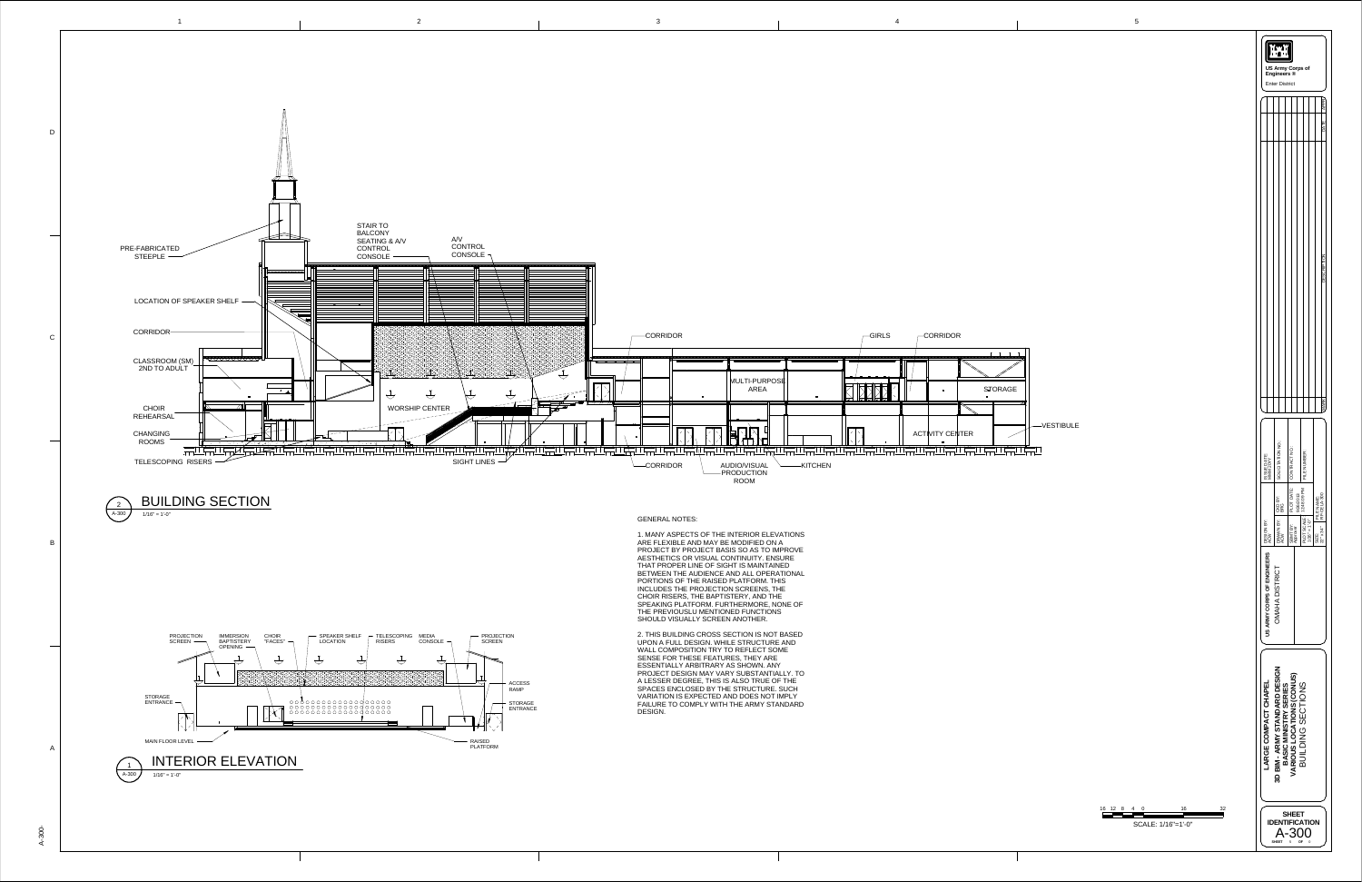PRE-FABRICATED STEEPLE

STAIR TO BALCONY SEATING & A/V CONTROL CONSOLE

A/V CONTROL CONSOLE

LOCATION OF SPEAKER SHELF

CORRIDOR

CLASSROOM (SM) 2ND TO ADULT

CHOIR REHEARSAL

CHANGING ROOMS

TELESCOPING RISERS

WORSHIP CENTER

SIGHT LINES

CORRIDOR

MULTI-PURPOSE AREA

CORRIDOR

AUDIO/VISUAL PRODUCTION ROOM

KITCHEN

GIRLS

CORRIDOR

STORAGE

ACTIVITY CENTER

VESTIBULE

## 2 A-300 BUILDING SECTION

1/16" = 1'-0"

PROJECTION SCREEN

IMMERSION BAPTISTERY OPENING

CHOIR "FACES"

SPEAKER SHELF LOCATION

TELESCOPING RISERS

MEDIA CONSOLE

PROJECTION SCREEN

STORAGE ENTRANCE

ACCESS RAMP

STORAGE ENTRANCE

MAIN FLOOR LEVEL

RAISED PLATFORM

## 1 A-300 INTERIOR ELEVATION

1/16" = 1'-0"

GENERAL NOTES:

1. MANY ASPECTS OF THE INTERIOR ELEVATIONS ARE FLEXIBLE AND MAY BE MODIFIED ON A PROJECT BY PROJECT BASIS SO AS TO IMPROVE AESTHETICS OR VISUAL CONTINUITY. ENSURE THAT PROPER LINE OF SIGHT IS MAINTAINED BETWEEN THE AUDIENCE AND ALL OPERATIONAL PORTIONS OF THE RAISED PLATFORM. THIS INCLUDES THE PROJECTION SCREENS, THE CHOIR RISERS, THE BAPTISTERY, AND THE SPEAKING PLATFORM. FURTHERMORE, NONE OF THE PREVIOUSLU MENTIONED FUNCTIONS SHOULD VISUALLY SCREEN ANOTHER.

2. THIS BUILDING CROSS SECTION IS NOT BASED UPON A FULL DESIGN. WHILE STRUCTURE AND WALL COMPOSITION TRY TO REFLECT SOME SENSE FOR THESE FEATURES, THEY ARE ESSENTIALLY ARBITRARY AS SHOWN. ANY PROJECT DESIGN MAY VARY SUBSTANTIALLY. TO A LESSER DEGREE, THIS IS ALSO TRUE OF THE SPACES ENCLOSED BY THE STRUCTURE. SUCH VARIATION IS EXPECTED AND DOES NOT IMPLY FAILURE TO COMPLY WITH THE ARMY STANDARD DESIGN.

16 12 8 4 0 16 32

SCALE: 1/16"=1'-0"

US Army Corps of Engineers ®

Enter District

US ARMY CORPS OF ENGINEERS

OMAHA DISTRICT

LARGE COMPACT CHAPEL

3D BIM - ARMY STANDARD DESIGN

BASIC MINISTRY SERIES

VARIOUS LOCATIONS (CONUS)

BUILDING SECTIONS

SHEET IDENTIFICATION

A-300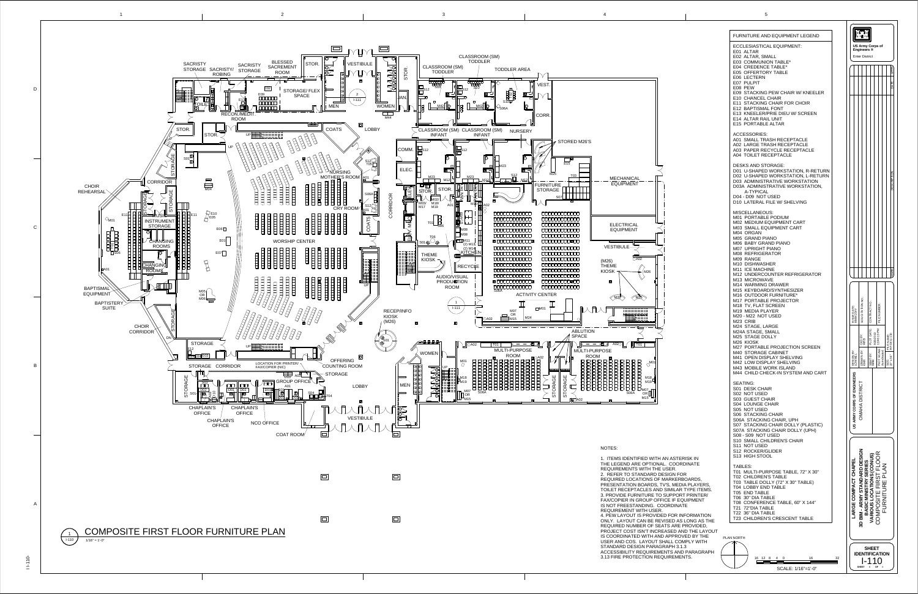# COMPOSITE FIRST FLOOR FURNITURE PLAN

1/16" = 1'-0"

## FURNITURE AND EQUIPMENT LEGEND

**ECCLESIASTICAL EQUIPMENT:**
- E01 ALTAR
- E02 ALTAR, SMALL
- E03 COMMUNION TABLE*
- E04 CREDENCE TABLE*
- E05 OFFERTORY TABLE
- E06 LECTERN
- E07 PULPIT
- E08 PEW
- E09 STACKING PEW CHAIR W/ KNEELER
- E10 CHANCEL CHAIR
- E11 STACKING CHAIR FOR CHOIR
- E12 BAPTISMAL FONT
- E13 KNEELER/PRIE DIEU W/ SCREEN
- E14 ALTAR RAIL UNIT
- E15 PORTABLE ALTAR

**ACCESSORIES:**
- A01 SMALL TRASH RECEPTACLE
- A02 LARGE TRASH RECEPTACLE
- A03 PAPER RECYCLE RECEPTACLE
- A04 TOILET RECEPTACLE

**DESKS AND STORAGE:**
- D01 U-SHAPED WORKSTATION, R-RETURN
- D02 U-SHAPED WORKSTATION, L-RETURN
- D03 ADMINISTRATIVE WORKSTATION
- D03A ADMINISTRATIVE WORKSTATION, A-TYPICAL
- D04 - D09 NOT USED
- D10 LATERAL FILE W/ SHELVING

**MISCELLANEOUS:**
- M01 PORTABLE PODIUM
- M02 MEDIUM EQUIPMENT CART
- M03 SMALL EQUIPMENT CART
- M04 ORGAN
- M05 GRAND PIANO
- M06 BABY GRAND PIANO
- M07 UPRIGHT PIANO
- M08 REFRIGERATOR
- M09 RANGE
- M10 DISHWASHER
- M11 ICE MACHINE
- M12 UNDERCOUNTER REFRIGERATOR
- M13 MICROWAVE
- M14 WARMING DRAWER
- M15 KEYBOARD/SYNTHESIZER
- M16 OUTDOOR FURNITURE*
- M17 PORTABLE PROJECTOR
- M18 TV, FLAT SCREEN
- M19 MEDIA PLAYER
- M20 - M22 NOT USED
- M23 CRIB
- M24 STAGE, LARGE
- M24A STAGE, SMALL
- M25 STAGE DOLLY
- M26 KIOSK
- M27 PORTABLE PROJECTION SCREEN
- M40 STORAGE CABINET
- M41 OPEN DISPLAY SHELVING
- M42 LOW DISPLAY SHELVING
- M43 MOBILE WORK ISLAND
- M44 CHILD CHECK-IN SYSTEM AND CART

**SEATING:**
- S01 DESK CHAIR
- S02 NOT USED
- S03 GUEST CHAIR
- S04 LOUNGE CHAIR
- S05 NOT USED
- S06 STACKING CHAIR
- S06A STACKING CHAIR, UPH
- S07 STACKING CHAIR DOLLY (PLASTIC)
- S07A STACKING CHAIR DOLLY (UPH)
- S08 - S09 NOT USED
- S10 SMALL CHILDREN'S CHAIR
- S11 NOT USED
- S12 ROCKER/GLIDER
- S13 HIGH STOOL

**TABLES:**
- T01 MULTI-PURPOSE TABLE, 72" X 30"
- T02 CHILDREN'S TABLE
- T03 TABLE DOLLY (72" X 30" TABLE)
- T04 LOBBY END TABLE
- T05 END TABLE
- T06 30" DIA TABLE
- T08 CONFERENCE TABLE, 60" X 144"
- T21 72"DIA TABLE
- T22 36" DIA TABLE
- T23 CHILDREN'S CRESCENT TABLE

## NOTES:

1. ITEMS IDENTIFIED WITH AN ASTERISK IN THE LEGEND ARE OPTIONAL. COORDINATE REQUIREMENTS WITH THE USER.
2. REFER TO STANDARD DESIGN FOR REQUIRED LOCATIONS OF MARKERBOARDS, PRESENTATION BOARDS, TV'S, MEDIA PLAYERS, TOILET RECEPTACLES AND SIMILAR TYPE ITEMS.
3. PROVIDE FURNITURE TO SUPPORT PRINTER/ FAX/COPIER IN GROUP OFFICE IF EQUIPMENT IS NOT FREESTANDING. COORDINATE REQUIREMENT WITH USER.
4. PEW LAYOUT IS PROVIDED FOR INFORMATION ONLY. LAYOUT CAN BE REVISED AS LONG AS THE REQUIRED NUMBER OF SEATS ARE PROVIDED, PROJECT COST ISN'T INCREASED AND THE LAYOUT IS COORDINATED WITH AND APPROVED BY THE USER AND COS. LAYOUT SHALL COMPLY WITH STANDARD DESIGN PARAGRAPH 3.1.3 ACCESSIBILITY REQUIREMENTS AND PARAGRAPH 3.13 FIRE PROTECTION REQUIREMENTS.

PLAN NORTH

SCALE: 1/16"=1'-0"

US Army Corps of Engineers
Enter District

US ARMY CORPS OF ENGINEERS
OMAHA DISTRICT

LARGE COMPACT CHAPEL
3D BIM - ARMY STANDARD DESIGN
BASIC MINISTRY SERIES
VARIOUS LOCATION (CONUS)
COMPOSITE FIRST FLOOR FURNITURE PLAN

SHEET IDENTIFICATION
I-110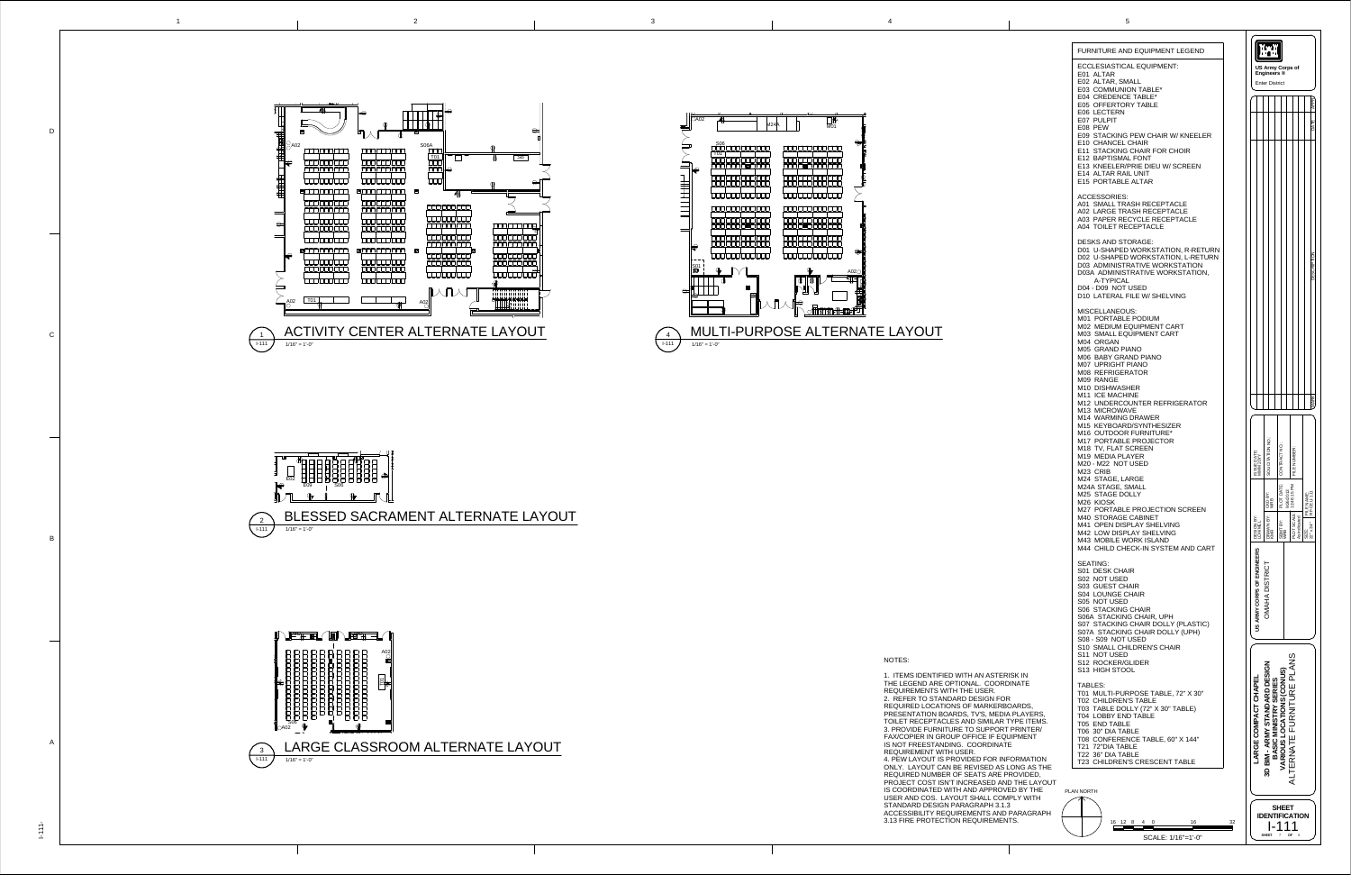## 1 ACTIVITY CENTER ALTERNATE LAYOUT
1/16" = 1'-0"

## 4 MULTI-PURPOSE ALTERNATE LAYOUT
1/16" = 1'-0"

## 2 BLESSED SACRAMENT ALTERNATE LAYOUT
1/16" = 1'-0"

## 3 LARGE CLASSROOM ALTERNATE LAYOUT
1/16" = 1'-0"

## FURNITURE AND EQUIPMENT LEGEND

ECCLESIASTICAL EQUIPMENT:
E01 ALTAR
E02 ALTAR, SMALL
E03 COMMUNION TABLE*
E04 CREDENCE TABLE*
E05 OFFERTORY TABLE
E06 LECTERN
E07 PULPIT
E08 PEW
E09 STACKING PEW CHAIR W/ KNEELER
E10 CHANCEL CHAIR
E11 STACKING CHAIR FOR CHOIR
E12 BAPTISMAL FONT
E13 KNEELER/PRIE DIEU W/ SCREEN
E14 ALTAR RAIL UNIT
E15 PORTABLE ALTAR

ACCESSORIES:
A01 SMALL TRASH RECEPTACLE
A02 LARGE TRASH RECEPTACLE
A03 PAPER RECYCLE RECEPTACLE
A04 TOILET RECEPTACLE

DESKS AND STORAGE:
D01 U-SHAPED WORKSTATION, R-RETURN
D02 U-SHAPED WORKSTATION, L-RETURN
D03 ADMINISTRATIVE WORKSTATION
D03A ADMINISTRATIVE WORKSTATION, A-TYPICAL
D04 - D09 NOT USED
D10 LATERAL FILE W/ SHELVING

MISCELLANEOUS:
M01 PORTABLE PODIUM
M02 MEDIUM EQUIPMENT CART
M03 SMALL EQUIPMENT CART
M04 ORGAN
M05 GRAND PIANO
M06 BABY GRAND PIANO
M07 UPRIGHT PIANO
M08 REFRIGERATOR
M09 RANGE
M10 DISHWASHER
M11 ICE MACHINE
M12 UNDERCOUNTER REFRIGERATOR
M13 MICROWAVE
M14 WARMING DRAWER
M15 KEYBOARD/SYNTHESIZER
M16 OUTDOOR FURNITURE*
M17 PORTABLE PROJECTOR
M18 TV, FLAT SCREEN
M19 MEDIA PLAYER
M20 - M22 NOT USED
M23 CRIB
M24 STAGE, LARGE
M24A STAGE, SMALL
M25 STAGE DOLLY
M26 KIOSK
M27 PORTABLE PROJECTION SCREEN
M40 STORAGE CABINET
M41 OPEN DISPLAY SHELVING
M42 LOW DISPLAY SHELVING
M43 MOBILE WORK ISLAND
M44 CHILD CHECK-IN SYSTEM AND CART

SEATING:
S01 DESK CHAIR
S02 NOT USED
S03 GUEST CHAIR
S04 LOUNGE CHAIR
S05 NOT USED
S06 STACKING CHAIR
S06A STACKING CHAIR, UPH
S07 STACKING CHAIR DOLLY (PLASTIC)
S07A STACKING CHAIR DOLLY (UPH)
S08 - S09 NOT USED
S10 SMALL CHILDREN'S CHAIR
S11 NOT USED
S12 ROCKER/GLIDER
S13 HIGH STOOL

TABLES:
T01 MULTI-PURPOSE TABLE, 72" X 30"
T02 CHILDREN'S TABLE
T03 TABLE DOLLY (72" X 30" TABLE)
T04 LOBBY END TABLE
T05 END TABLE
T06 30" DIA TABLE
T08 CONFERENCE TABLE, 60" X 144"
T21 72"DIA TABLE
T22 36" DIA TABLE
T23 CHILDREN'S CRESCENT TABLE

## NOTES:

1. ITEMS IDENTIFIED WITH AN ASTERISK IN THE LEGEND ARE OPTIONAL. COORDINATE REQUIREMENTS WITH THE USER.
2. REFER TO STANDARD DESIGN FOR REQUIRED LOCATIONS OF MARKERBOARDS, PRESENTATION BOARDS, TV'S, MEDIA PLAYERS, TOILET RECEPTACLES AND SIMILAR TYPE ITEMS.
3. PROVIDE FURNITURE TO SUPPORT PRINTER/ FAX/COPIER IN GROUP OFFICE IF EQUIPMENT IS NOT FREESTANDING. COORDINATE REQUIREMENT WITH USER.
4. PEW LAYOUT IS PROVIDED FOR INFORMATION ONLY. LAYOUT CAN BE REVISED AS LONG AS THE REQUIRED NUMBER OF SEATS ARE PROVIDED, PROJECT COST ISN'T INCREASED AND THE LAYOUT IS COORDINATED WITH AND APPROVED BY THE USER AND COS. LAYOUT SHALL COMPLY WITH STANDARD DESIGN PARAGRAPH 3.1.3 ACCESSIBILITY REQUIREMENTS AND PARAGRAPH 3.13 FIRE PROTECTION REQUIREMENTS.

PLAN NORTH

SCALE: 1/16"=1'-0"

US Army Corps of Engineers
Enter District

US ARMY CORPS OF ENGINEERS
OMAHA DISTRICT

LARGE COMPACT CHAPEL
3D BIM - ARMY STANDARD DESIGN
BASIC MINISTRY SERIES
VARIOUS LOCATION (CONUS)
ALTERNATE FURNITURE PLANS

SHEET IDENTIFICATION
I-111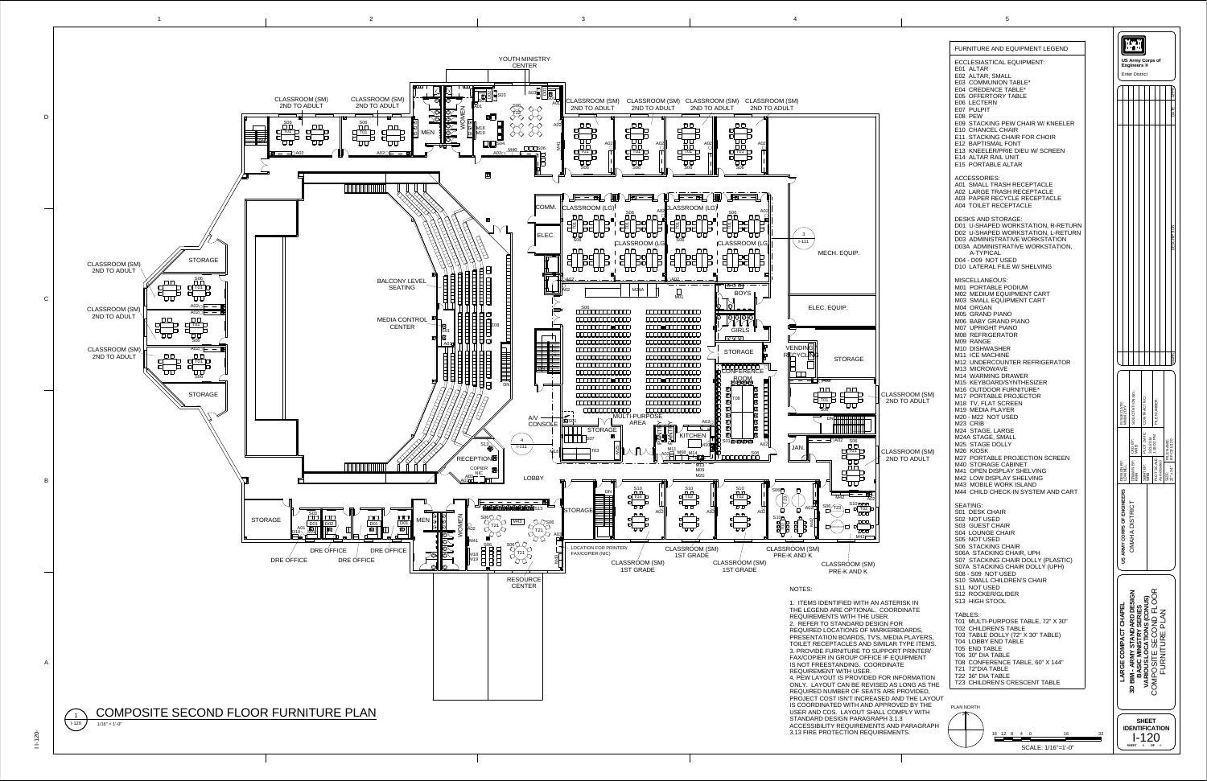# COMPOSITE SECOND FLOOR FURNITURE PLAN

1/I-120 — 1/16" = 1'-0"

## FURNITURE AND EQUIPMENT LEGEND

**ECCLESIASTICAL EQUIPMENT:**
- E01 ALTAR
- E02 ALTAR, SMALL
- E03 COMMUNION TABLE*
- E04 CREDENCE TABLE*
- E05 OFFERTORY TABLE
- E06 LECTERN
- E07 PULPIT
- E08 PEW
- E09 STACKING PEW CHAIR W/ KNEELER
- E10 CHANCEL CHAIR
- E11 STACKING CHAIR FOR CHOIR
- E12 BAPTISMAL FONT
- E13 KNEELER/PRIE DIEU W/ SCREEN
- E14 ALTAR RAIL UNIT
- E15 PORTABLE ALTAR

**ACCESSORIES:**
- A01 SMALL TRASH RECEPTACLE
- A02 LARGE TRASH RECEPTACLE
- A03 PAPER RECYCLE RECEPTACLE
- A04 TOILET RECEPTACLE

**DESKS AND STORAGE:**
- D01 U-SHAPED WORKSTATION, R-RETURN
- D02 U-SHAPED WORKSTATION, L-RETURN
- D03 ADMINISTRATIVE WORKSTATION
- D03A ADMINISTRATIVE WORKSTATION, A-TYPICAL
- D04 - D09 NOT USED
- D10 LATERAL FILE W/ SHELVING

**MISCELLANEOUS:**
- M01 PORTABLE PODIUM
- M02 MEDIUM EQUIPMENT CART
- M03 SMALL EQUIPMENT CART
- M04 ORGAN
- M05 GRAND PIANO
- M06 BABY GRAND PIANO
- M07 UPRIGHT PIANO
- M08 REFRIGERATOR
- M09 RANGE
- M10 DISHWASHER
- M11 ICE MACHINE
- M12 UNDERCOUNTER REFRIGERATOR
- M13 MICROWAVE
- M14 WARMING DRAWER
- M15 KEYBOARD/SYNTHESIZER
- M16 OUTDOOR FURNITURE*
- M17 PORTABLE PROJECTOR
- M18 TV, FLAT SCREEN
- M19 MEDIA PLAYER
- M20 - M22 NOT USED
- M23 CRIB
- M24 STAGE, LARGE
- M24A STAGE, SMALL
- M25 STAGE DOLLY
- M26 KIOSK
- M27 PORTABLE PROJECTION SCREEN
- M40 STORAGE CABINET
- M41 OPEN DISPLAY SHELVING
- M42 LOW DISPLAY SHELVING
- M43 MOBILE WORK ISLAND
- M44 CHILD CHECK-IN SYSTEM AND CART

**SEATING:**
- S01 DESK CHAIR
- S02 NOT USED
- S03 GUEST CHAIR
- S04 LOUNGE CHAIR
- S05 NOT USED
- S06 STACKING CHAIR
- S06A STACKING CHAIR, UPH
- S07 STACKING CHAIR DOLLY (PLASTIC)
- S07A STACKING CHAIR DOLLY (UPH)
- S08 - S09 NOT USED
- S10 SMALL CHILDREN'S CHAIR
- S11 NOT USED
- S12 ROCKER/GLIDER
- S13 HIGH STOOL

**TABLES:**
- T01 MULTI-PURPOSE TABLE, 72" X 30"
- T02 CHILDREN'S TABLE
- T03 TABLE DOLLY (72" X 30" TABLE)
- T04 LOBBY END TABLE
- T05 END TABLE
- T06 30" DIA TABLE
- T08 CONFERENCE TABLE, 60" X 144"
- T21 72"DIA TABLE
- T22 36" DIA TABLE
- T23 CHILDREN'S CRESCENT TABLE

## NOTES:

1. ITEMS IDENTIFIED WITH AN ASTERISK IN THE LEGEND ARE OPTIONAL. COORDINATE REQUIREMENTS WITH THE USER.
2. REFER TO STANDARD DESIGN FOR REQUIRED LOCATIONS OF MARKERBOARDS, PRESENTATION BOARDS, TV'S, MEDIA PLAYERS, TOILET RECEPTACLES AND SIMILAR TYPE ITEMS.
3. PROVIDE FURNITURE TO SUPPORT PRINTER/ FAX/COPIER IN GROUP OFFICE IF EQUIPMENT IS NOT FREESTANDING. COORDINATE REQUIREMENT WITH USER.
4. PEW LAYOUT IS PROVIDED FOR INFORMATION ONLY. LAYOUT CAN BE REVISED AS LONG AS THE REQUIRED NUMBER OF SEATS ARE PROVIDED, PROJECT COST ISN'T INCREASED AND THE LAYOUT IS COORDINATED WITH AND APPROVED BY THE USER AND COS. LAYOUT SHALL COMPLY WITH STANDARD DESIGN PARAGRAPH 3.1.3 ACCESSIBILITY REQUIREMENTS AND PARAGRAPH 3.13 FIRE PROTECTION REQUIREMENTS.

PLAN NORTH

SCALE: 1/16"=1'-0"

US Army Corps of Engineers ® — Omaha District

US ARMY CORPS OF ENGINEERS — OMAHA DISTRICT

**LARGE COMPACT CHAPEL**
**3D BIM - ARMY STANDARD DESIGN**
**BASIC MINISTRY SERIES**
**VARIOUS LOCATIONS (CONUS)**
COMPOSITE SECOND FLOOR FURNITURE PLAN

**SHEET IDENTIFICATION**
I-120